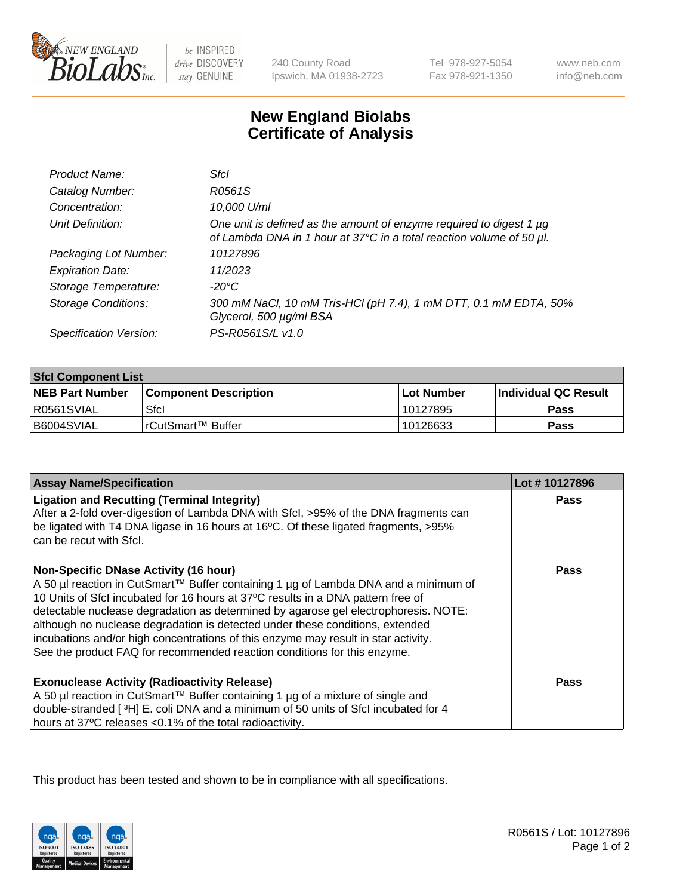# New England Biolabs Certificate of Analysis

| | |
|---|---|
| *Product Name:* | *SfcI* |
| *Catalog Number:* | *R0561S* |
| *Concentration:* | *10,000 U/ml* |
| *Unit Definition:* | *One unit is defined as the amount of enzyme required to digest 1 µg of Lambda DNA in 1 hour at 37°C in a total reaction volume of 50 µl.* |
| *Packaging Lot Number:* | *10127896* |
| *Expiration Date:* | *11/2023* |
| *Storage Temperature:* | *-20°C* |
| *Storage Conditions:* | *300 mM NaCl, 10 mM Tris-HCl (pH 7.4), 1 mM DTT, 0.1 mM EDTA, 50% Glycerol, 500 µg/ml BSA* |
| *Specification Version:* | *PS-R0561S/L v1.0* |

| SfcI Component List | | | |
|---|---|---|---|
| **NEB Part Number** | **Component Description** | **Lot Number** | **Individual QC Result** |
| R0561SVIAL | SfcI | 10127895 | **Pass** |
| B6004SVIAL | rCutSmart™ Buffer | 10126633 | **Pass** |

| Assay Name/Specification | Lot # 10127896 |
|---|---|
| **Ligation and Recutting (Terminal Integrity)** After a 2-fold over-digestion of Lambda DNA with SfcI, >95% of the DNA fragments can be ligated with T4 DNA ligase in 16 hours at 16ºC. Of these ligated fragments, >95% can be recut with SfcI. | **Pass** |
| **Non-Specific DNase Activity (16 hour)** A 50 µl reaction in CutSmart™ Buffer containing 1 µg of Lambda DNA and a minimum of 10 Units of SfcI incubated for 16 hours at 37ºC results in a DNA pattern free of detectable nuclease degradation as determined by agarose gel electrophoresis. NOTE: although no nuclease degradation is detected under these conditions, extended incubations and/or high concentrations of this enzyme may result in star activity. See the product FAQ for recommended reaction conditions for this enzyme. | **Pass** |
| **Exonuclease Activity (Radioactivity Release)** A 50 µl reaction in CutSmart™ Buffer containing 1 µg of a mixture of single and double-stranded [ $^3$H] E. coli DNA and a minimum of 50 units of SfcI incubated for 4 hours at 37ºC releases <0.1% of the total radioactivity. | **Pass** |

This product has been tested and shown to be in compliance with all specifications.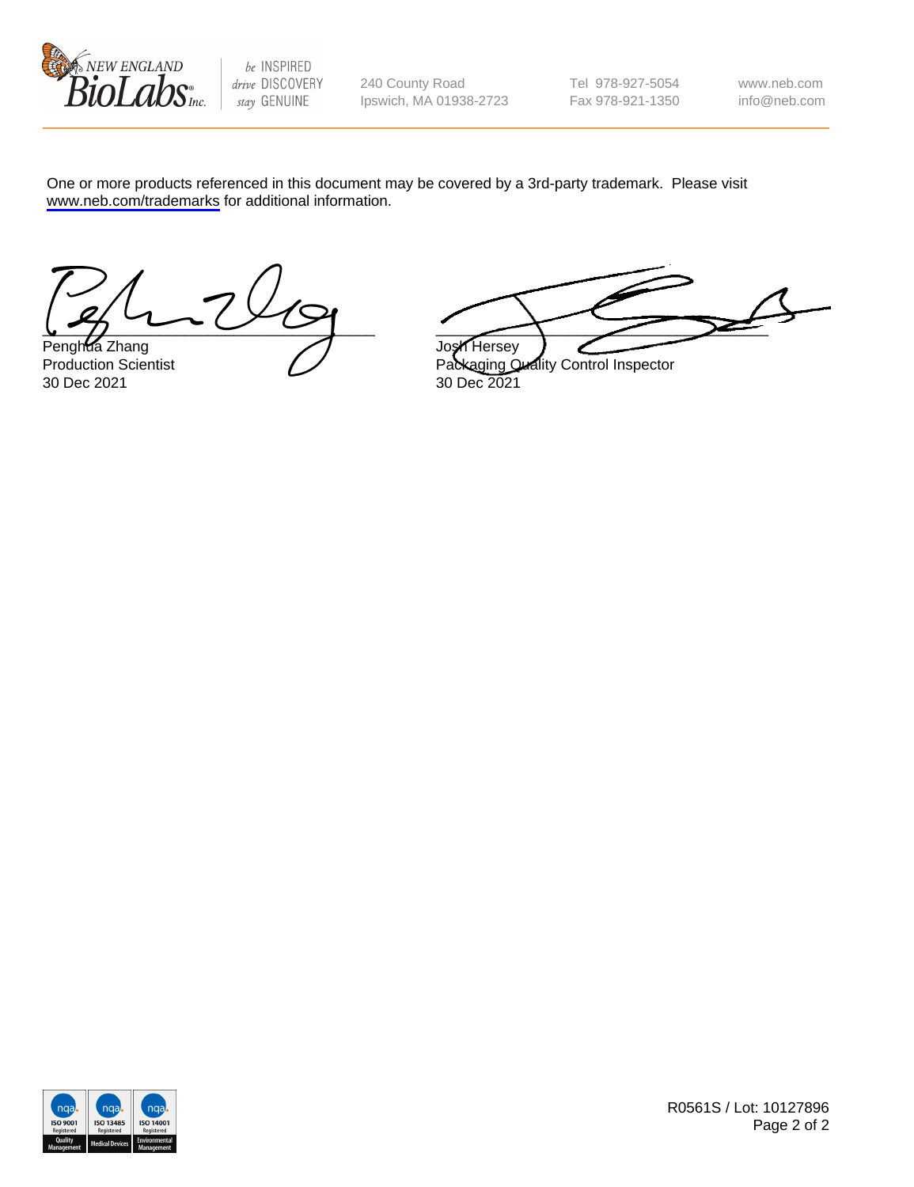One or more products referenced in this document may be covered by a 3rd-party trademark. Please visit www.neb.com/trademarks for additional information.

Penghua Zhang
Production Scientist
30 Dec 2021

Josh Hersey
Packaging Quality Control Inspector
30 Dec 2021

R0561S / Lot: 10127896